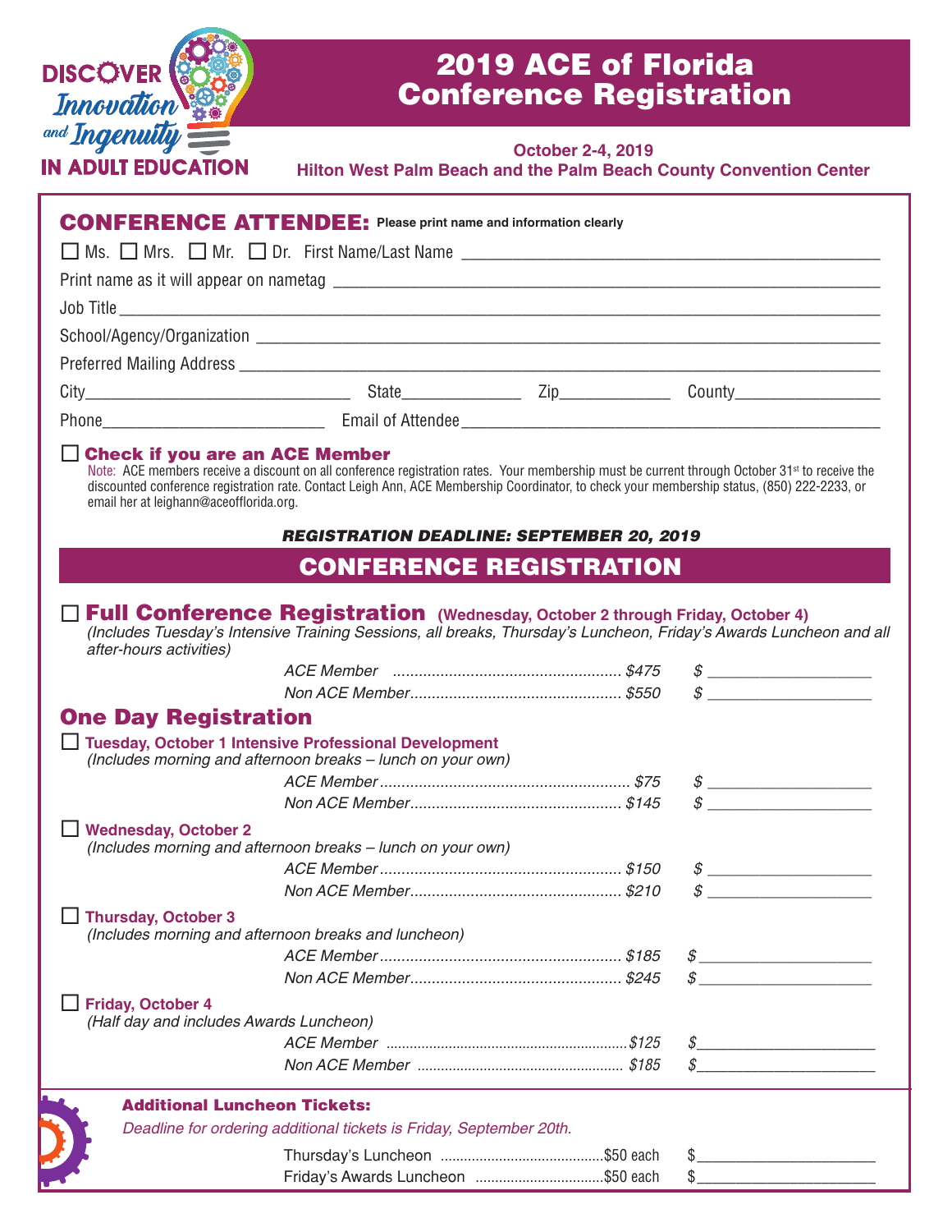DISCOVER *Innovation and Ingenuity* IN ADULT EDUCATION

# 2019 ACE of Florida Conference Registration

**October 2-4, 2019**
**Hilton West Palm Beach and the Palm Beach County Convention Center**

## CONFERENCE ATTENDEE: Please print name and information clearly

☐ Ms. ☐ Mrs. ☐ Mr. ☐ Dr. First Name/Last Name ______________________________

Print name as it will appear on nametag ______________________________

Job Title ______________________________

School/Agency/Organization ______________________________

Preferred Mailing Address ______________________________

City______________ State__________ Zip__________ County______________

Phone______________ Email of Attendee______________________________

☐ **Check if you are an ACE Member**
Note: ACE members receive a discount on all conference registration rates. Your membership must be current through October 31st to receive the discounted conference registration rate. Contact Leigh Ann, ACE Membership Coordinator, to check your membership status, (850) 222-2233, or email her at leighann@aceofflorida.org.

***REGISTRATION DEADLINE: SEPTEMBER 20, 2019***

## CONFERENCE REGISTRATION

☐ **Full Conference Registration** **(Wednesday, October 2 through Friday, October 4)**
*(Includes Tuesday's Intensive Training Sessions, all breaks, Thursday's Luncheon, Friday's Awards Luncheon and all after-hours activities)*

| | | |
|---|---|---|
| *ACE Member* | *$475* | $ __________ |
| *Non ACE Member* | *$550* | $ __________ |

### One Day Registration

☐ **Tuesday, October 1 Intensive Professional Development**
*(Includes morning and afternoon breaks – lunch on your own)*

| | | |
|---|---|---|
| *ACE Member* | *$75* | $ __________ |
| *Non ACE Member* | *$145* | $ __________ |

☐ **Wednesday, October 2**
*(Includes morning and afternoon breaks – lunch on your own)*

| | | |
|---|---|---|
| *ACE Member* | *$150* | $ __________ |
| *Non ACE Member* | *$210* | $ __________ |

☐ **Thursday, October 3**
*(Includes morning and afternoon breaks and luncheon)*

| | | |
|---|---|---|
| *ACE Member* | *$185* | $ __________ |
| *Non ACE Member* | *$245* | $ __________ |

☐ **Friday, October 4**
*(Half day and includes Awards Luncheon)*

| | | |
|---|---|---|
| *ACE Member* | *$125* | $ __________ |
| *Non ACE Member* | *$185* | $ __________ |

**Additional Luncheon Tickets:**
*Deadline for ordering additional tickets is Friday, September 20th.*

| | | |
|---|---|---|
| Thursday's Luncheon | $50 each | $ __________ |
| Friday's Awards Luncheon | $50 each | $ __________ |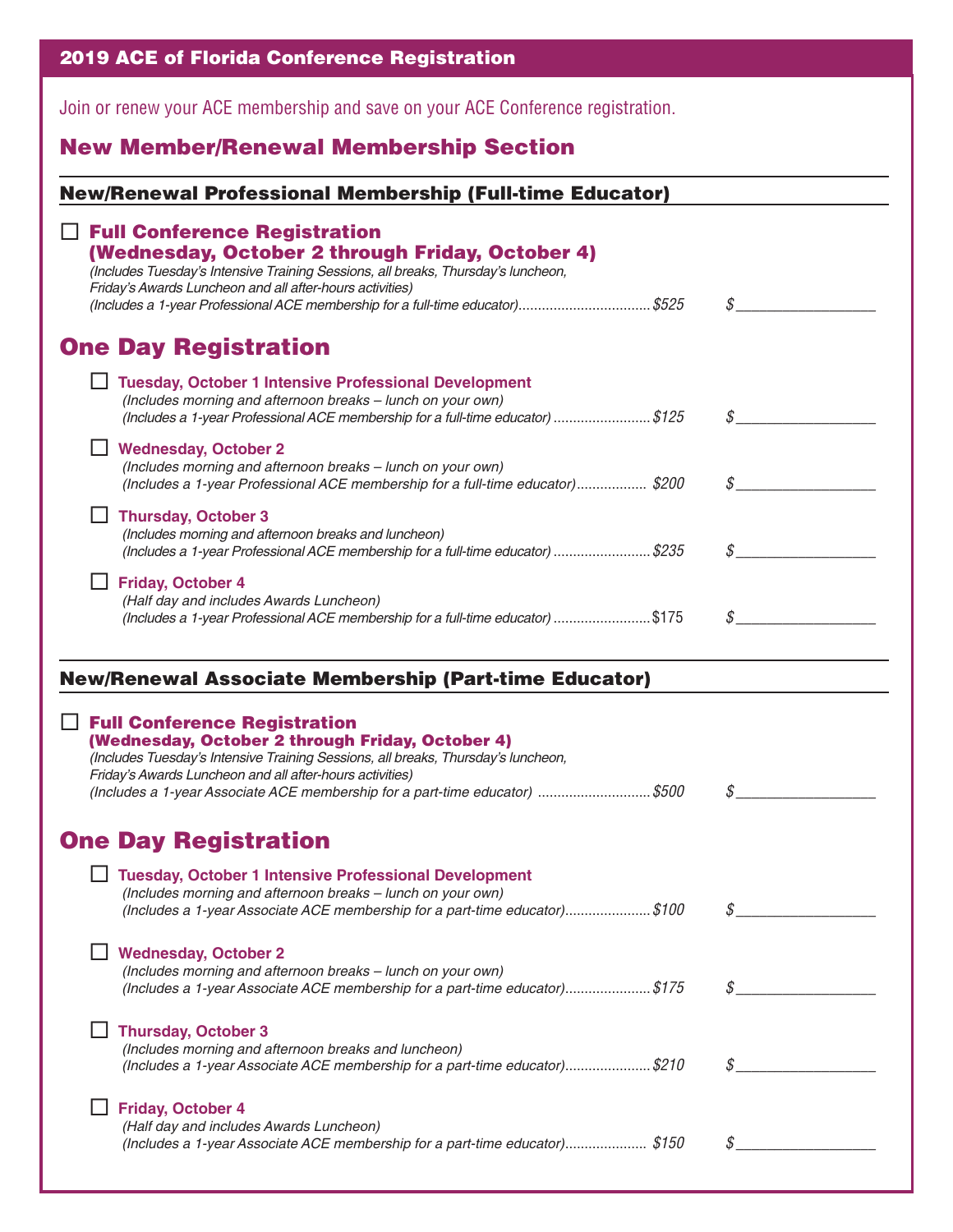## 2019 ACE of Florida Conference Registration

Join or renew your ACE membership and save on your ACE Conference registration.

## New Member/Renewal Membership Section

### New/Renewal Professional Membership (Full-time Educator)

☐ **Full Conference Registration (Wednesday, October 2 through Friday, October 4)**
*(Includes Tuesday's Intensive Training Sessions, all breaks, Thursday's luncheon, Friday's Awards Luncheon and all after-hours activities)*
*(Includes a 1-year Professional ACE membership for a full-time educator)*.................................*$525* $_______________

## One Day Registration

☐ **Tuesday, October 1 Intensive Professional Development**
*(Includes morning and afternoon breaks – lunch on your own)*
*(Includes a 1-year Professional ACE membership for a full-time educator)* ........................*$125* $_______________

☐ **Wednesday, October 2**
*(Includes morning and afternoon breaks – lunch on your own)*
*(Includes a 1-year Professional ACE membership for a full-time educator)*................. *$200* $_______________

☐ **Thursday, October 3**
*(Includes morning and afternoon breaks and luncheon)*
*(Includes a 1-year Professional ACE membership for a full-time educator)* ........................*$235* $_______________

☐ **Friday, October 4**
*(Half day and includes Awards Luncheon)*
*(Includes a 1-year Professional ACE membership for a full-time educator)* ........................$175 $_______________

### New/Renewal Associate Membership (Part-time Educator)

☐ **Full Conference Registration (Wednesday, October 2 through Friday, October 4)**
*(Includes Tuesday's Intensive Training Sessions, all breaks, Thursday's luncheon, Friday's Awards Luncheon and all after-hours activities)*
*(Includes a 1-year Associate ACE membership for a part-time educator)* ............................*$500* $_______________

## One Day Registration

☐ **Tuesday, October 1 Intensive Professional Development**
*(Includes morning and afternoon breaks – lunch on your own)*
*(Includes a 1-year Associate ACE membership for a part-time educator)*......................*$100* $_______________

☐ **Wednesday, October 2**
*(Includes morning and afternoon breaks – lunch on your own)*
*(Includes a 1-year Associate ACE membership for a part-time educator)*......................*$175* $_______________

☐ **Thursday, October 3**
*(Includes morning and afternoon breaks and luncheon)*
*(Includes a 1-year Associate ACE membership for a part-time educator)*......................*$210* $_______________

☐ **Friday, October 4**
*(Half day and includes Awards Luncheon)*
*(Includes a 1-year Associate ACE membership for a part-time educator)*..................... *$150* $_______________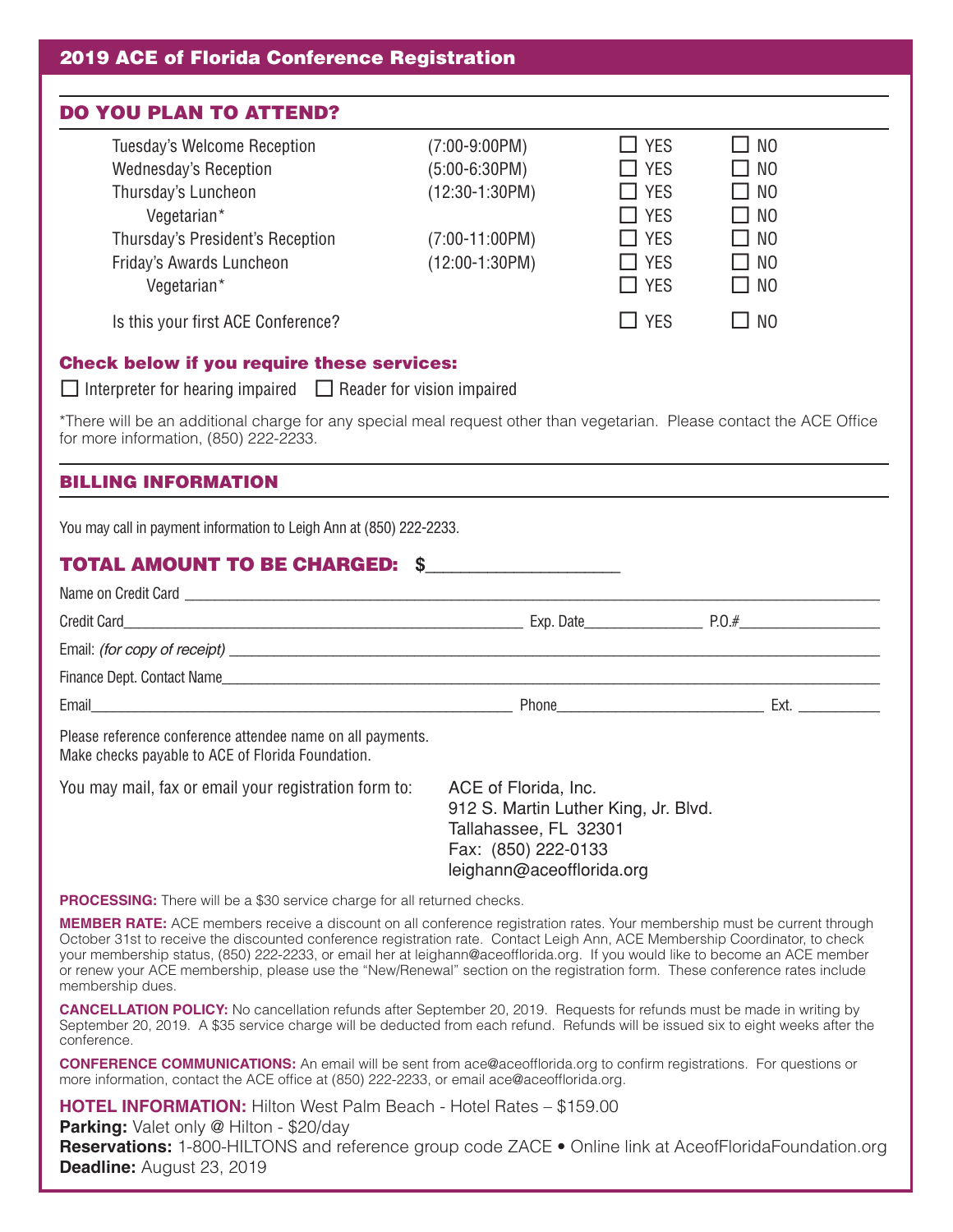## 2019 ACE of Florida Conference Registration

### DO YOU PLAN TO ATTEND?

| | | | |
|---|---|---|---|
| Tuesday's Welcome Reception | (7:00-9:00PM) | ☐ YES | ☐ NO |
| Wednesday's Reception | (5:00-6:30PM) | ☐ YES | ☐ NO |
| Thursday's Luncheon | (12:30-1:30PM) | ☐ YES | ☐ NO |
| Vegetarian* | | ☐ YES | ☐ NO |
| Thursday's President's Reception | (7:00-11:00PM) | ☐ YES | ☐ NO |
| Friday's Awards Luncheon | (12:00-1:30PM) | ☐ YES | ☐ NO |
| Vegetarian* | | ☐ YES | ☐ NO |
| Is this your first ACE Conference? | | ☐ YES | ☐ NO |

**Check below if you require these services:**

☐ Interpreter for hearing impaired ☐ Reader for vision impaired

*There will be an additional charge for any special meal request other than vegetarian. Please contact the ACE Office for more information, (850) 222-2233.

### BILLING INFORMATION

You may call in payment information to Leigh Ann at (850) 222-2233.

**TOTAL AMOUNT TO BE CHARGED: $__________________**

Name on Credit Card ______________________________________________

Credit Card______________________________ Exp. Date______________ P.O.#________________

Email: *(for copy of receipt)* ______________________________________________

Finance Dept. Contact Name______________________________________________

Email______________________________ Phone________________________ Ext. __________

Please reference conference attendee name on all payments.
Make checks payable to ACE of Florida Foundation.

You may mail, fax or email your registration form to:

ACE of Florida, Inc.
912 S. Martin Luther King, Jr. Blvd.
Tallahassee, FL 32301
Fax: (850) 222-0133
leighann@aceofflorida.org

**PROCESSING:** There will be a $30 service charge for all returned checks.

**MEMBER RATE:** ACE members receive a discount on all conference registration rates. Your membership must be current through October 31st to receive the discounted conference registration rate. Contact Leigh Ann, ACE Membership Coordinator, to check your membership status, (850) 222-2233, or email her at leighann@aceofflorida.org. If you would like to become an ACE member or renew your ACE membership, please use the "New/Renewal" section on the registration form. These conference rates include membership dues.

**CANCELLATION POLICY:** No cancellation refunds after September 20, 2019. Requests for refunds must be made in writing by September 20, 2019. A $35 service charge will be deducted from each refund. Refunds will be issued six to eight weeks after the conference.

**CONFERENCE COMMUNICATIONS:** An email will be sent from ace@aceofflorida.org to confirm registrations. For questions or more information, contact the ACE office at (850) 222-2233, or email ace@aceofflorida.org.

**HOTEL INFORMATION:** Hilton West Palm Beach - Hotel Rates – $159.00
**Parking:** Valet only @ Hilton - $20/day
**Reservations:** 1-800-HILTONS and reference group code ZACE • Online link at AceofFloridaFoundation.org
**Deadline:** August 23, 2019